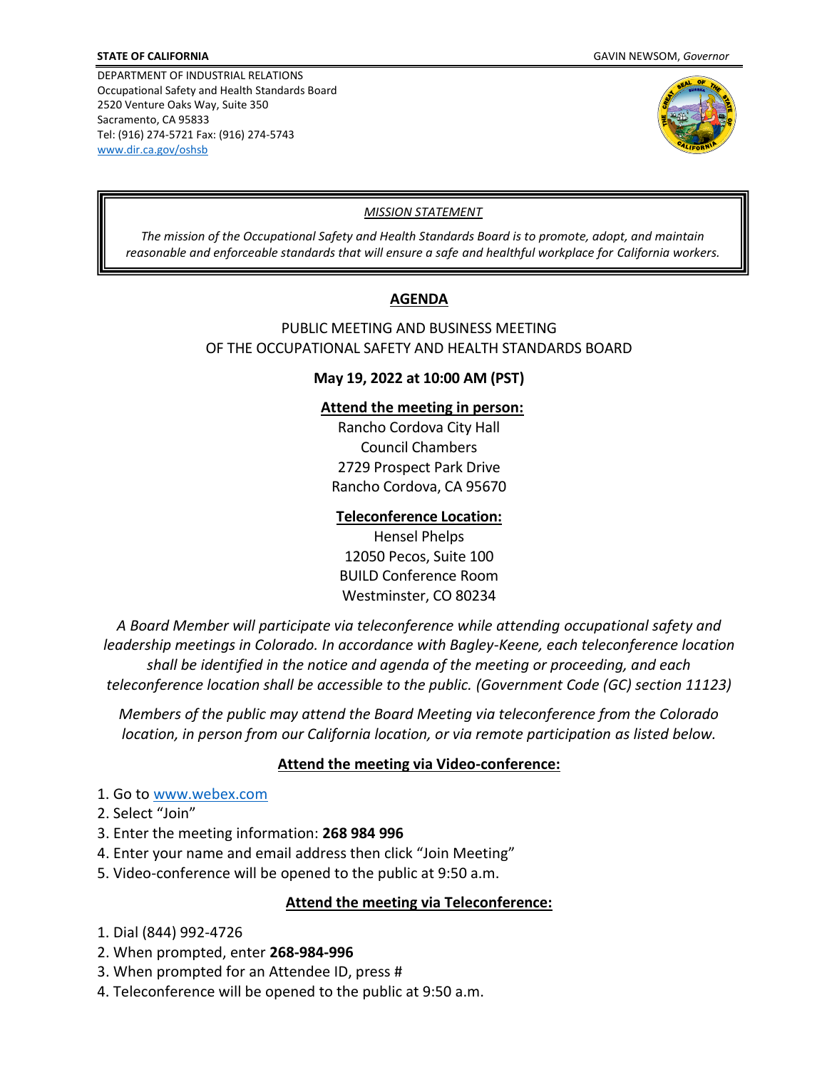**STATE OF CALIFORNIA** GAVIN NEWSOM, *Governor*

DEPARTMENT OF INDUSTRIAL RELATIONS
Occupational Safety and Health Standards Board
2520 Venture Oaks Way, Suite 350
Sacramento, CA 95833
Tel: (916) 274-5721 Fax: (916) 274-5743
www.dir.ca.gov/oshsb

*MISSION STATEMENT*

*The mission of the Occupational Safety and Health Standards Board is to promote, adopt, and maintain reasonable and enforceable standards that will ensure a safe and healthful workplace for California workers.*

# AGENDA

PUBLIC MEETING AND BUSINESS MEETING
OF THE OCCUPATIONAL SAFETY AND HEALTH STANDARDS BOARD

**May 19, 2022 at 10:00 AM (PST)**

**Attend the meeting in person:**

Rancho Cordova City Hall
Council Chambers
2729 Prospect Park Drive
Rancho Cordova, CA 95670

**Teleconference Location:**

Hensel Phelps
12050 Pecos, Suite 100
BUILD Conference Room
Westminster, CO 80234

*A Board Member will participate via teleconference while attending occupational safety and leadership meetings in Colorado. In accordance with Bagley-Keene, each teleconference location shall be identified in the notice and agenda of the meeting or proceeding, and each teleconference location shall be accessible to the public. (Government Code (GC) section 11123)*

*Members of the public may attend the Board Meeting via teleconference from the Colorado location, in person from our California location, or via remote participation as listed below.*

**Attend the meeting via Video-conference:**

1. Go to www.webex.com
2. Select "Join"
3. Enter the meeting information: **268 984 996**
4. Enter your name and email address then click "Join Meeting"
5. Video-conference will be opened to the public at 9:50 a.m.

**Attend the meeting via Teleconference:**

1. Dial (844) 992-4726
2. When prompted, enter **268-984-996**
3. When prompted for an Attendee ID, press #
4. Teleconference will be opened to the public at 9:50 a.m.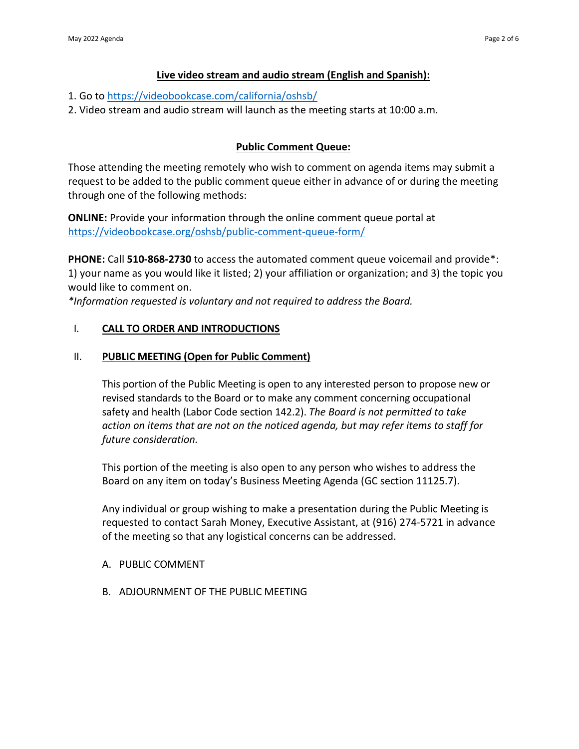**Live video stream and audio stream (English and Spanish):**

1. Go to https://videobookcase.com/california/oshsb/
2. Video stream and audio stream will launch as the meeting starts at 10:00 a.m.

**Public Comment Queue:**

Those attending the meeting remotely who wish to comment on agenda items may submit a request to be added to the public comment queue either in advance of or during the meeting through one of the following methods:

**ONLINE:** Provide your information through the online comment queue portal at https://videobookcase.org/oshsb/public-comment-queue-form/

**PHONE:** Call **510-868-2730** to access the automated comment queue voicemail and provide*: 1) your name as you would like it listed; 2) your affiliation or organization; and 3) the topic you would like to comment on.
*\*Information requested is voluntary and not required to address the Board.*

## I. CALL TO ORDER AND INTRODUCTIONS

## II. PUBLIC MEETING (Open for Public Comment)

This portion of the Public Meeting is open to any interested person to propose new or revised standards to the Board or to make any comment concerning occupational safety and health (Labor Code section 142.2). *The Board is not permitted to take action on items that are not on the noticed agenda, but may refer items to staff for future consideration.*

This portion of the meeting is also open to any person who wishes to address the Board on any item on today's Business Meeting Agenda (GC section 11125.7).

Any individual or group wishing to make a presentation during the Public Meeting is requested to contact Sarah Money, Executive Assistant, at (916) 274-5721 in advance of the meeting so that any logistical concerns can be addressed.

A. PUBLIC COMMENT

B. ADJOURNMENT OF THE PUBLIC MEETING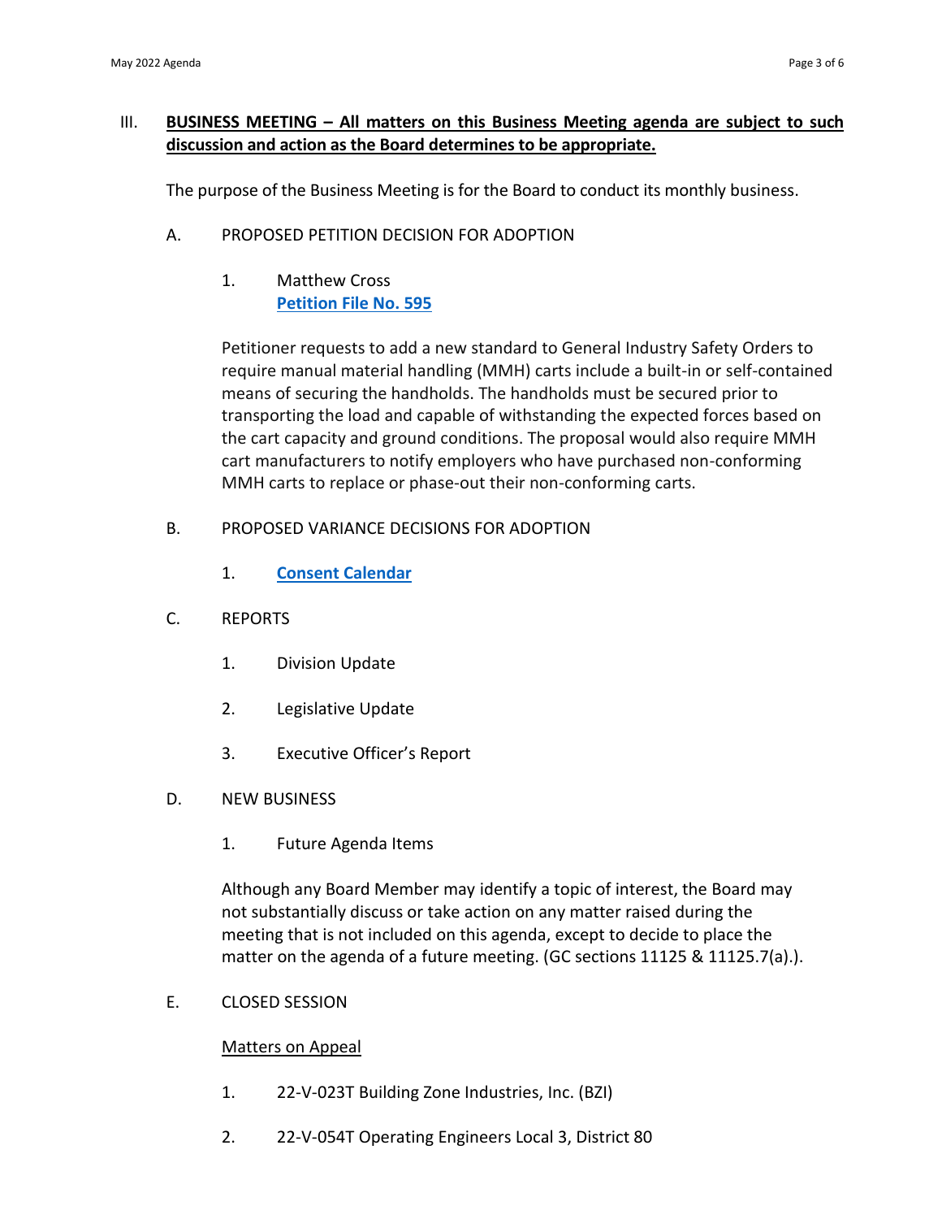## III. **BUSINESS MEETING – All matters on this Business Meeting agenda are subject to such discussion and action as the Board determines to be appropriate.**

The purpose of the Business Meeting is for the Board to conduct its monthly business.

### A. PROPOSED PETITION DECISION FOR ADOPTION

1. Matthew Cross
   **Petition File No. 595**

   Petitioner requests to add a new standard to General Industry Safety Orders to require manual material handling (MMH) carts include a built-in or self-contained means of securing the handholds. The handholds must be secured prior to transporting the load and capable of withstanding the expected forces based on the cart capacity and ground conditions. The proposal would also require MMH cart manufacturers to notify employers who have purchased non-conforming MMH carts to replace or phase-out their non-conforming carts.

### B. PROPOSED VARIANCE DECISIONS FOR ADOPTION

1. **Consent Calendar**

### C. REPORTS

1. Division Update
2. Legislative Update
3. Executive Officer's Report

### D. NEW BUSINESS

1. Future Agenda Items

   Although any Board Member may identify a topic of interest, the Board may not substantially discuss or take action on any matter raised during the meeting that is not included on this agenda, except to decide to place the matter on the agenda of a future meeting. (GC sections 11125 & 11125.7(a).).

### E. CLOSED SESSION

Matters on Appeal

1. 22-V-023T Building Zone Industries, Inc. (BZI)
2. 22-V-054T Operating Engineers Local 3, District 80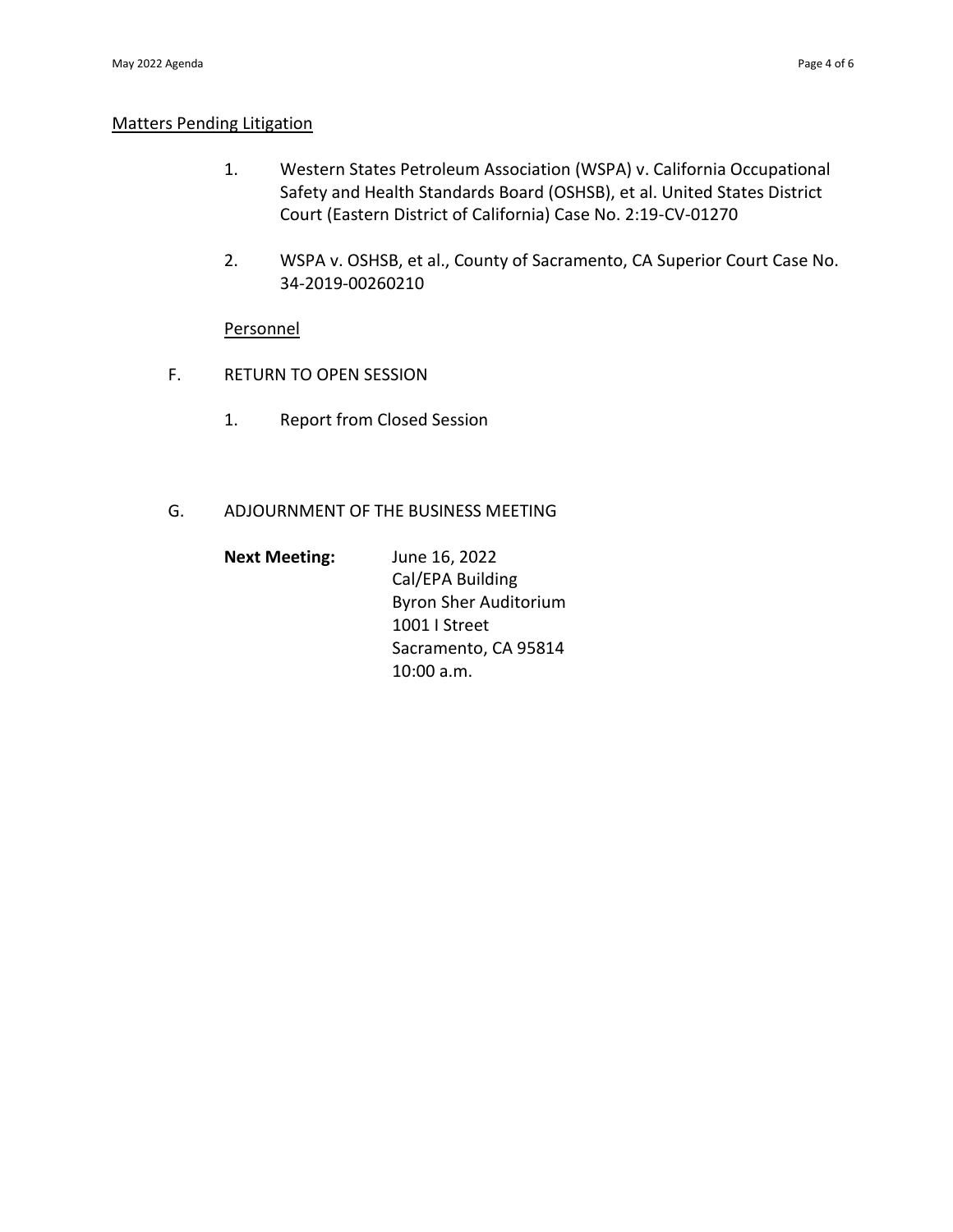Matters Pending Litigation

1. Western States Petroleum Association (WSPA) v. California Occupational Safety and Health Standards Board (OSHSB), et al. United States District Court (Eastern District of California) Case No. 2:19-CV-01270

2. WSPA v. OSHSB, et al., County of Sacramento, CA Superior Court Case No. 34-2019-00260210

Personnel

F. RETURN TO OPEN SESSION

   1. Report from Closed Session

G. ADJOURNMENT OF THE BUSINESS MEETING

**Next Meeting:** June 16, 2022
Cal/EPA Building
Byron Sher Auditorium
1001 I Street
Sacramento, CA 95814
10:00 a.m.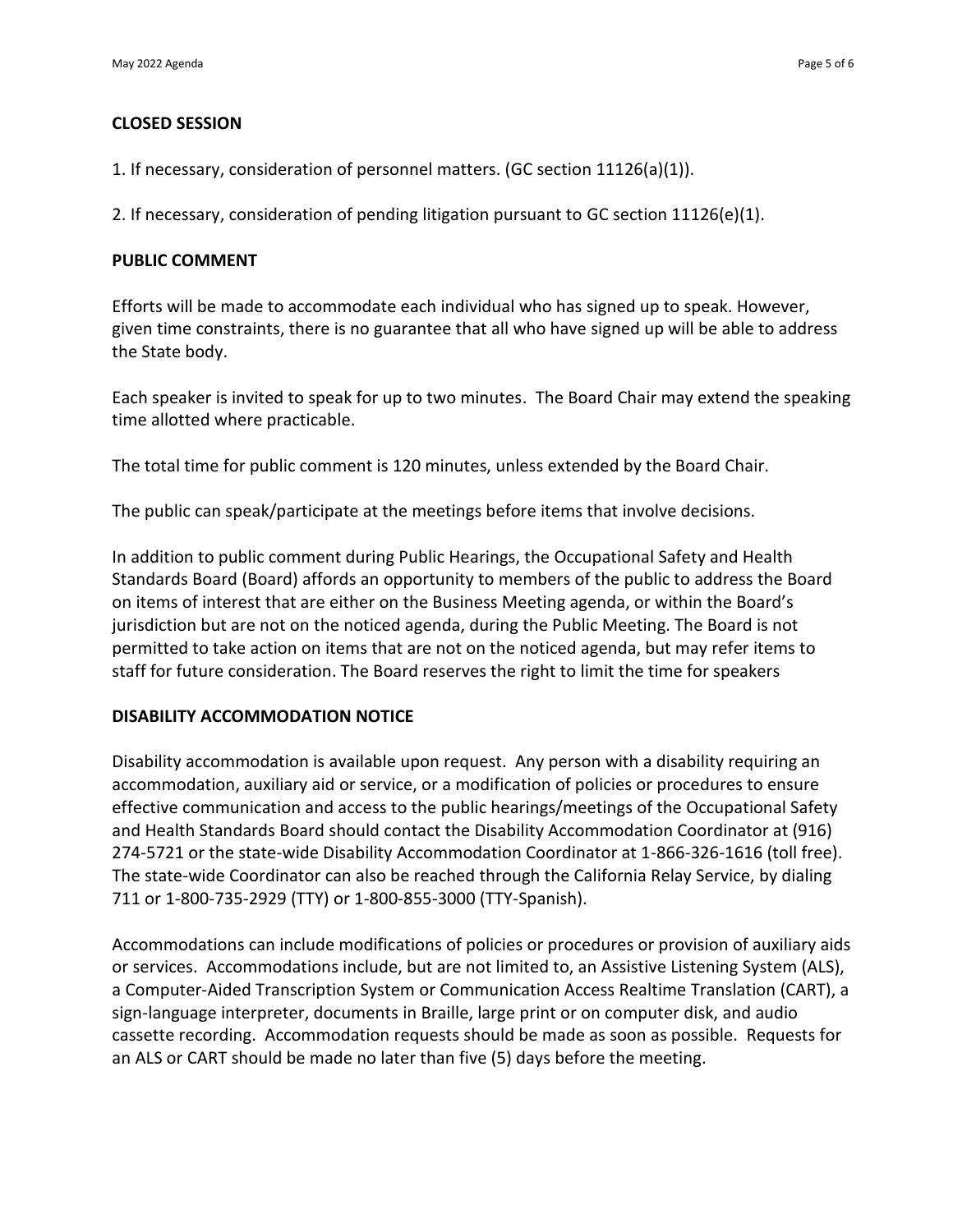**CLOSED SESSION**

1. If necessary, consideration of personnel matters. (GC section 11126(a)(1)).

2. If necessary, consideration of pending litigation pursuant to GC section 11126(e)(1).

**PUBLIC COMMENT**

Efforts will be made to accommodate each individual who has signed up to speak. However, given time constraints, there is no guarantee that all who have signed up will be able to address the State body.

Each speaker is invited to speak for up to two minutes. The Board Chair may extend the speaking time allotted where practicable.

The total time for public comment is 120 minutes, unless extended by the Board Chair.

The public can speak/participate at the meetings before items that involve decisions.

In addition to public comment during Public Hearings, the Occupational Safety and Health Standards Board (Board) affords an opportunity to members of the public to address the Board on items of interest that are either on the Business Meeting agenda, or within the Board's jurisdiction but are not on the noticed agenda, during the Public Meeting. The Board is not permitted to take action on items that are not on the noticed agenda, but may refer items to staff for future consideration. The Board reserves the right to limit the time for speakers

**DISABILITY ACCOMMODATION NOTICE**

Disability accommodation is available upon request. Any person with a disability requiring an accommodation, auxiliary aid or service, or a modification of policies or procedures to ensure effective communication and access to the public hearings/meetings of the Occupational Safety and Health Standards Board should contact the Disability Accommodation Coordinator at (916) 274-5721 or the state-wide Disability Accommodation Coordinator at 1-866-326-1616 (toll free). The state-wide Coordinator can also be reached through the California Relay Service, by dialing 711 or 1-800-735-2929 (TTY) or 1-800-855-3000 (TTY-Spanish).

Accommodations can include modifications of policies or procedures or provision of auxiliary aids or services. Accommodations include, but are not limited to, an Assistive Listening System (ALS), a Computer-Aided Transcription System or Communication Access Realtime Translation (CART), a sign-language interpreter, documents in Braille, large print or on computer disk, and audio cassette recording. Accommodation requests should be made as soon as possible. Requests for an ALS or CART should be made no later than five (5) days before the meeting.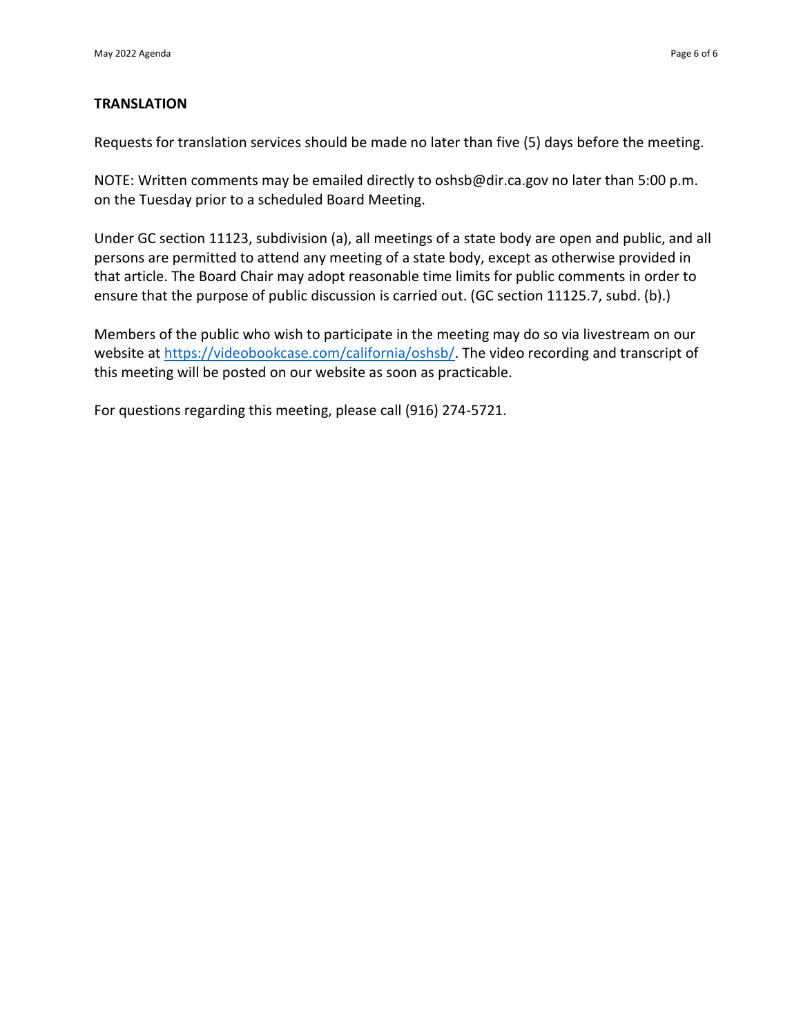## TRANSLATION

Requests for translation services should be made no later than five (5) days before the meeting.

NOTE: Written comments may be emailed directly to oshsb@dir.ca.gov no later than 5:00 p.m. on the Tuesday prior to a scheduled Board Meeting.

Under GC section 11123, subdivision (a), all meetings of a state body are open and public, and all persons are permitted to attend any meeting of a state body, except as otherwise provided in that article. The Board Chair may adopt reasonable time limits for public comments in order to ensure that the purpose of public discussion is carried out. (GC section 11125.7, subd. (b).)

Members of the public who wish to participate in the meeting may do so via livestream on our website at [https://videobookcase.com/california/oshsb/](https://videobookcase.com/california/oshsb/). The video recording and transcript of this meeting will be posted on our website as soon as practicable.

For questions regarding this meeting, please call (916) 274-5721.